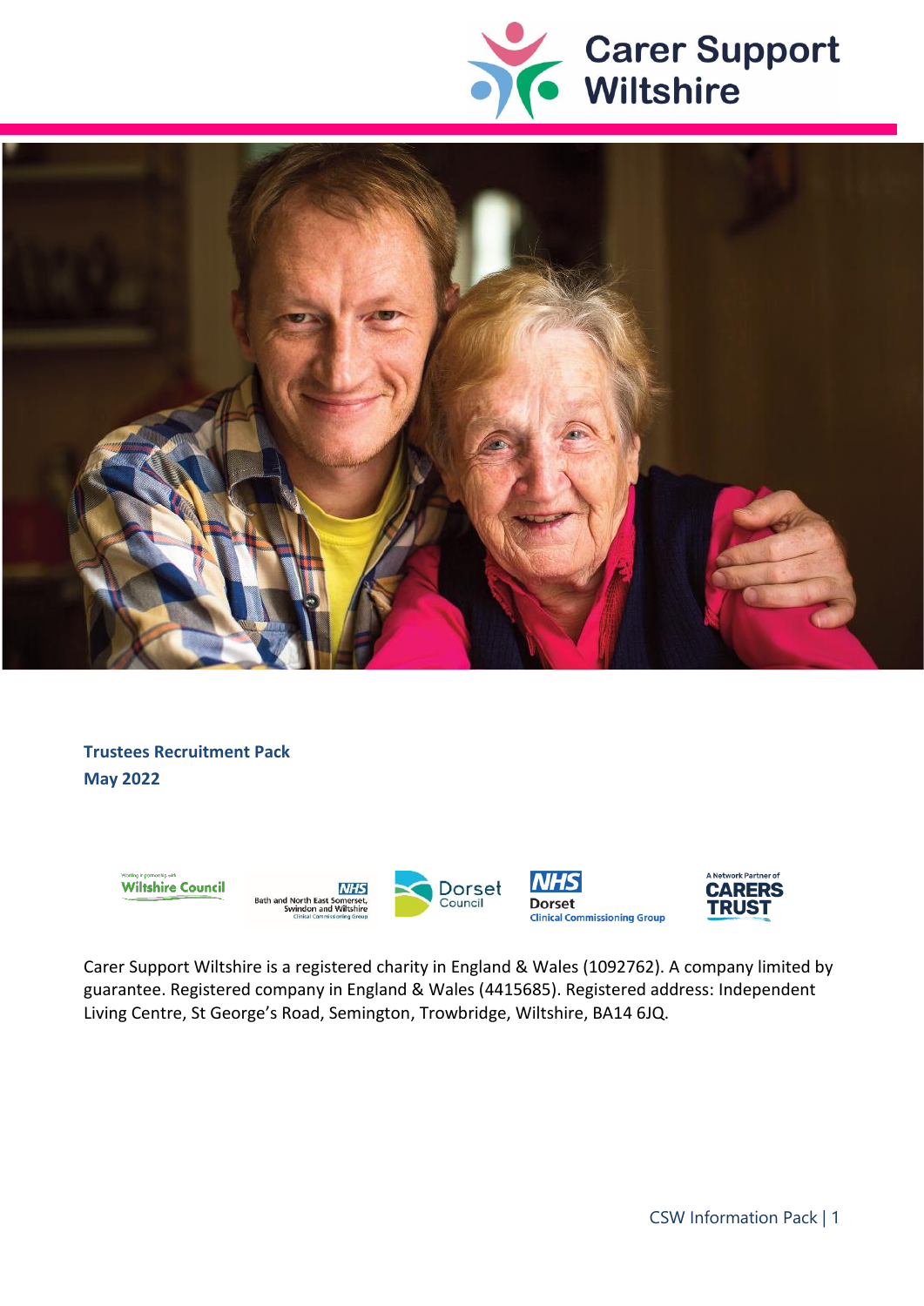# Carer Support Wiltshire

**Trustees Recruitment Pack**
**May 2022**

Carer Support Wiltshire is a registered charity in England & Wales (1092762). A company limited by guarantee. Registered company in England & Wales (4415685). Registered address: Independent Living Centre, St George's Road, Semington, Trowbridge, Wiltshire, BA14 6JQ.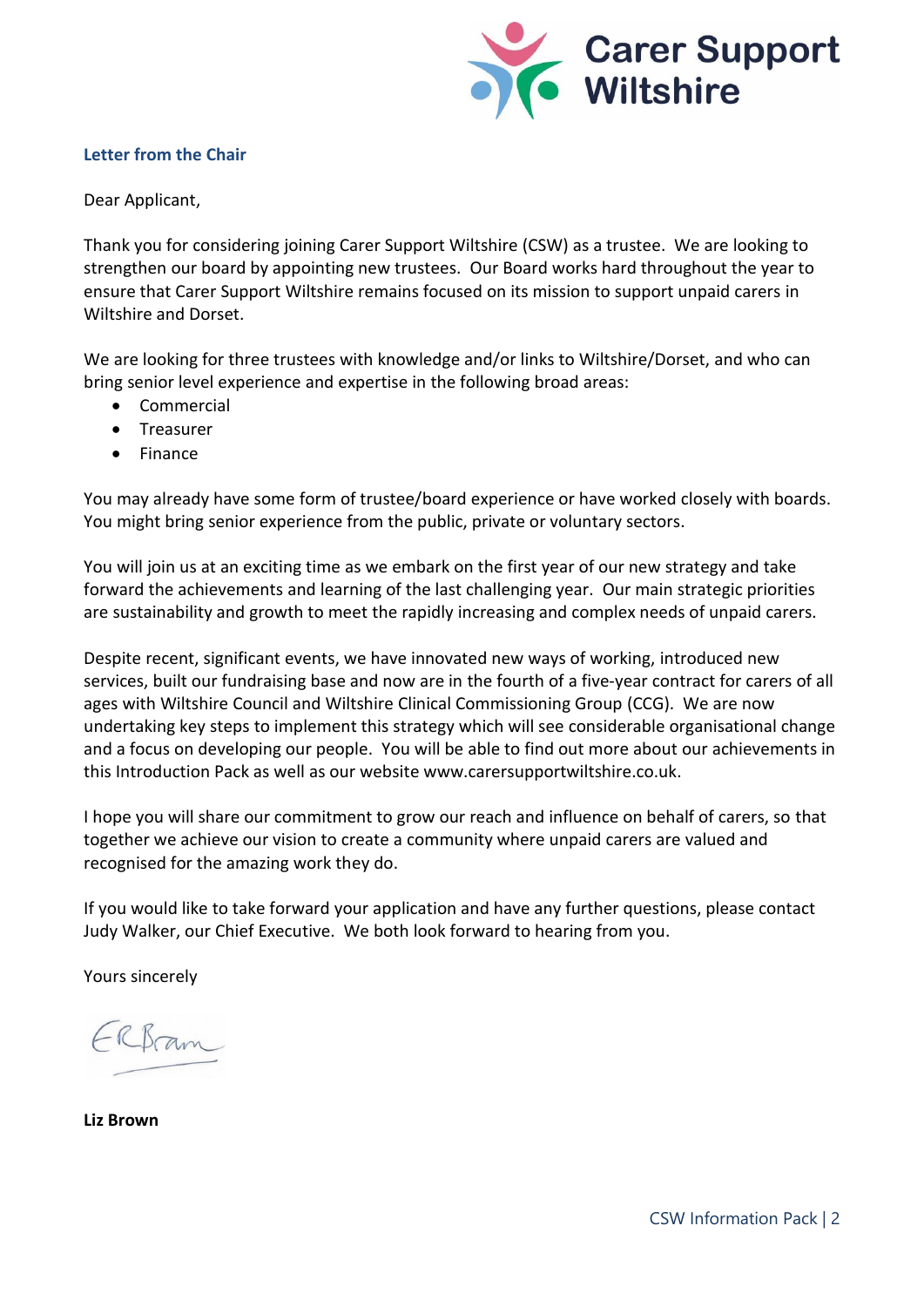## Letter from the Chair

Dear Applicant,

Thank you for considering joining Carer Support Wiltshire (CSW) as a trustee. We are looking to strengthen our board by appointing new trustees. Our Board works hard throughout the year to ensure that Carer Support Wiltshire remains focused on its mission to support unpaid carers in Wiltshire and Dorset.

We are looking for three trustees with knowledge and/or links to Wiltshire/Dorset, and who can bring senior level experience and expertise in the following broad areas:

- Commercial
- Treasurer
- Finance

You may already have some form of trustee/board experience or have worked closely with boards. You might bring senior experience from the public, private or voluntary sectors.

You will join us at an exciting time as we embark on the first year of our new strategy and take forward the achievements and learning of the last challenging year. Our main strategic priorities are sustainability and growth to meet the rapidly increasing and complex needs of unpaid carers.

Despite recent, significant events, we have innovated new ways of working, introduced new services, built our fundraising base and now are in the fourth of a five-year contract for carers of all ages with Wiltshire Council and Wiltshire Clinical Commissioning Group (CCG). We are now undertaking key steps to implement this strategy which will see considerable organisational change and a focus on developing our people. You will be able to find out more about our achievements in this Introduction Pack as well as our website www.carersupportwiltshire.co.uk.

I hope you will share our commitment to grow our reach and influence on behalf of carers, so that together we achieve our vision to create a community where unpaid carers are valued and recognised for the amazing work they do.

If you would like to take forward your application and have any further questions, please contact Judy Walker, our Chief Executive. We both look forward to hearing from you.

Yours sincerely

**Liz Brown**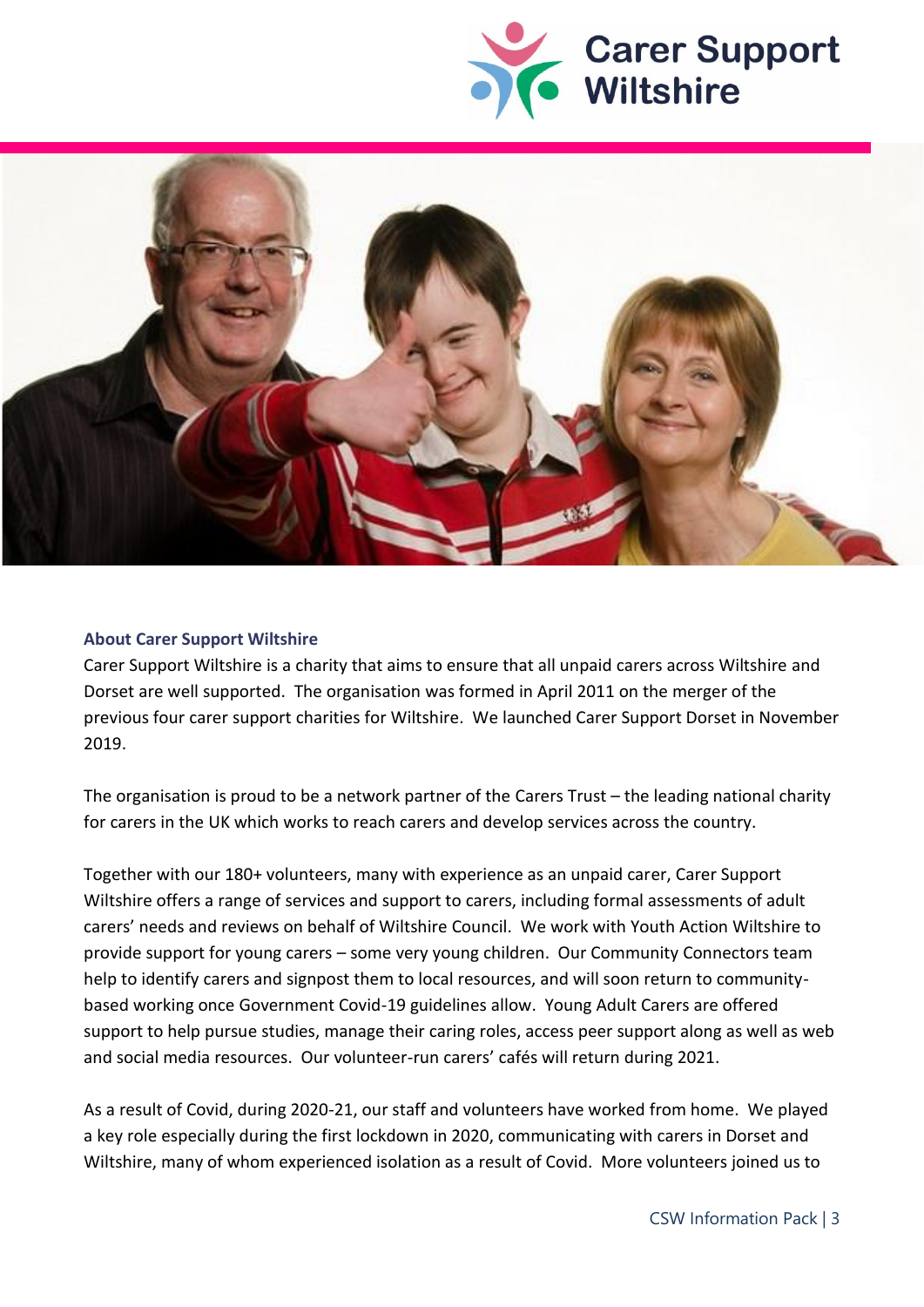### About Carer Support Wiltshire

Carer Support Wiltshire is a charity that aims to ensure that all unpaid carers across Wiltshire and Dorset are well supported. The organisation was formed in April 2011 on the merger of the previous four carer support charities for Wiltshire. We launched Carer Support Dorset in November 2019.

The organisation is proud to be a network partner of the Carers Trust – the leading national charity for carers in the UK which works to reach carers and develop services across the country.

Together with our 180+ volunteers, many with experience as an unpaid carer, Carer Support Wiltshire offers a range of services and support to carers, including formal assessments of adult carers' needs and reviews on behalf of Wiltshire Council. We work with Youth Action Wiltshire to provide support for young carers – some very young children. Our Community Connectors team help to identify carers and signpost them to local resources, and will soon return to community-based working once Government Covid-19 guidelines allow. Young Adult Carers are offered support to help pursue studies, manage their caring roles, access peer support along as well as web and social media resources. Our volunteer-run carers' cafés will return during 2021.

As a result of Covid, during 2020-21, our staff and volunteers have worked from home. We played a key role especially during the first lockdown in 2020, communicating with carers in Dorset and Wiltshire, many of whom experienced isolation as a result of Covid. More volunteers joined us to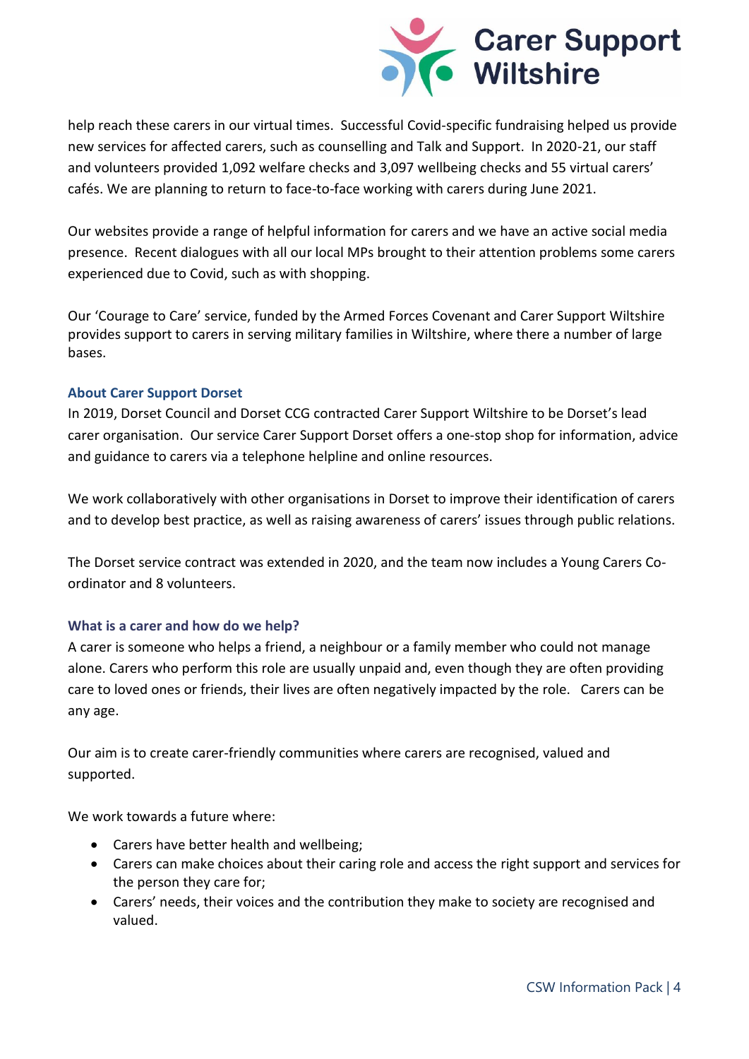help reach these carers in our virtual times. Successful Covid-specific fundraising helped us provide new services for affected carers, such as counselling and Talk and Support. In 2020-21, our staff and volunteers provided 1,092 welfare checks and 3,097 wellbeing checks and 55 virtual carers' cafés. We are planning to return to face-to-face working with carers during June 2021.

Our websites provide a range of helpful information for carers and we have an active social media presence. Recent dialogues with all our local MPs brought to their attention problems some carers experienced due to Covid, such as with shopping.

Our 'Courage to Care' service, funded by the Armed Forces Covenant and Carer Support Wiltshire provides support to carers in serving military families in Wiltshire, where there a number of large bases.

### About Carer Support Dorset

In 2019, Dorset Council and Dorset CCG contracted Carer Support Wiltshire to be Dorset's lead carer organisation. Our service Carer Support Dorset offers a one-stop shop for information, advice and guidance to carers via a telephone helpline and online resources.

We work collaboratively with other organisations in Dorset to improve their identification of carers and to develop best practice, as well as raising awareness of carers' issues through public relations.

The Dorset service contract was extended in 2020, and the team now includes a Young Carers Co-ordinator and 8 volunteers.

### What is a carer and how do we help?

A carer is someone who helps a friend, a neighbour or a family member who could not manage alone. Carers who perform this role are usually unpaid and, even though they are often providing care to loved ones or friends, their lives are often negatively impacted by the role. Carers can be any age.

Our aim is to create carer-friendly communities where carers are recognised, valued and supported.

We work towards a future where:

- Carers have better health and wellbeing;
- Carers can make choices about their caring role and access the right support and services for the person they care for;
- Carers' needs, their voices and the contribution they make to society are recognised and valued.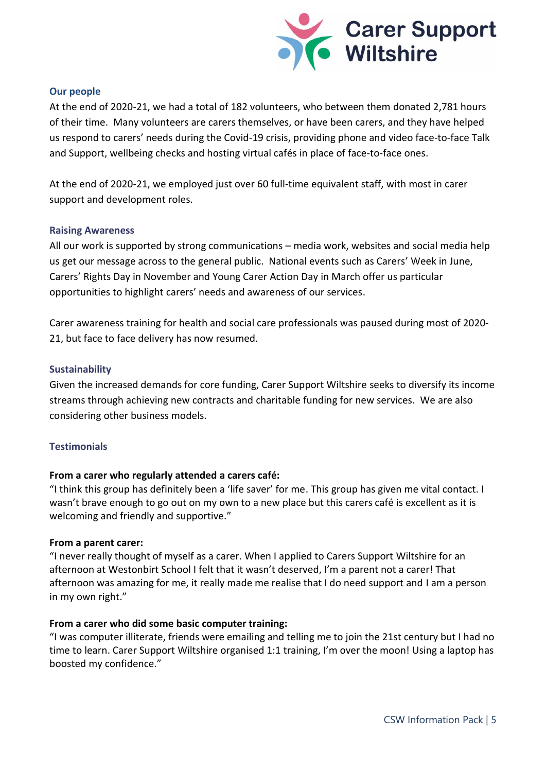## Our people

At the end of 2020-21, we had a total of 182 volunteers, who between them donated 2,781 hours of their time. Many volunteers are carers themselves, or have been carers, and they have helped us respond to carers' needs during the Covid-19 crisis, providing phone and video face-to-face Talk and Support, wellbeing checks and hosting virtual cafés in place of face-to-face ones.

At the end of 2020-21, we employed just over 60 full-time equivalent staff, with most in carer support and development roles.

## Raising Awareness

All our work is supported by strong communications – media work, websites and social media help us get our message across to the general public. National events such as Carers' Week in June, Carers' Rights Day in November and Young Carer Action Day in March offer us particular opportunities to highlight carers' needs and awareness of our services.

Carer awareness training for health and social care professionals was paused during most of 2020-21, but face to face delivery has now resumed.

## Sustainability

Given the increased demands for core funding, Carer Support Wiltshire seeks to diversify its income streams through achieving new contracts and charitable funding for new services. We are also considering other business models.

## Testimonials

**From a carer who regularly attended a carers café:**
"I think this group has definitely been a 'life saver' for me. This group has given me vital contact. I wasn't brave enough to go out on my own to a new place but this carers café is excellent as it is welcoming and friendly and supportive."

**From a parent carer:**
"I never really thought of myself as a carer. When I applied to Carers Support Wiltshire for an afternoon at Westonbirt School I felt that it wasn't deserved, I'm a parent not a carer! That afternoon was amazing for me, it really made me realise that I do need support and I am a person in my own right."

**From a carer who did some basic computer training:**
"I was computer illiterate, friends were emailing and telling me to join the 21st century but I had no time to learn. Carer Support Wiltshire organised 1:1 training, I'm over the moon! Using a laptop has boosted my confidence."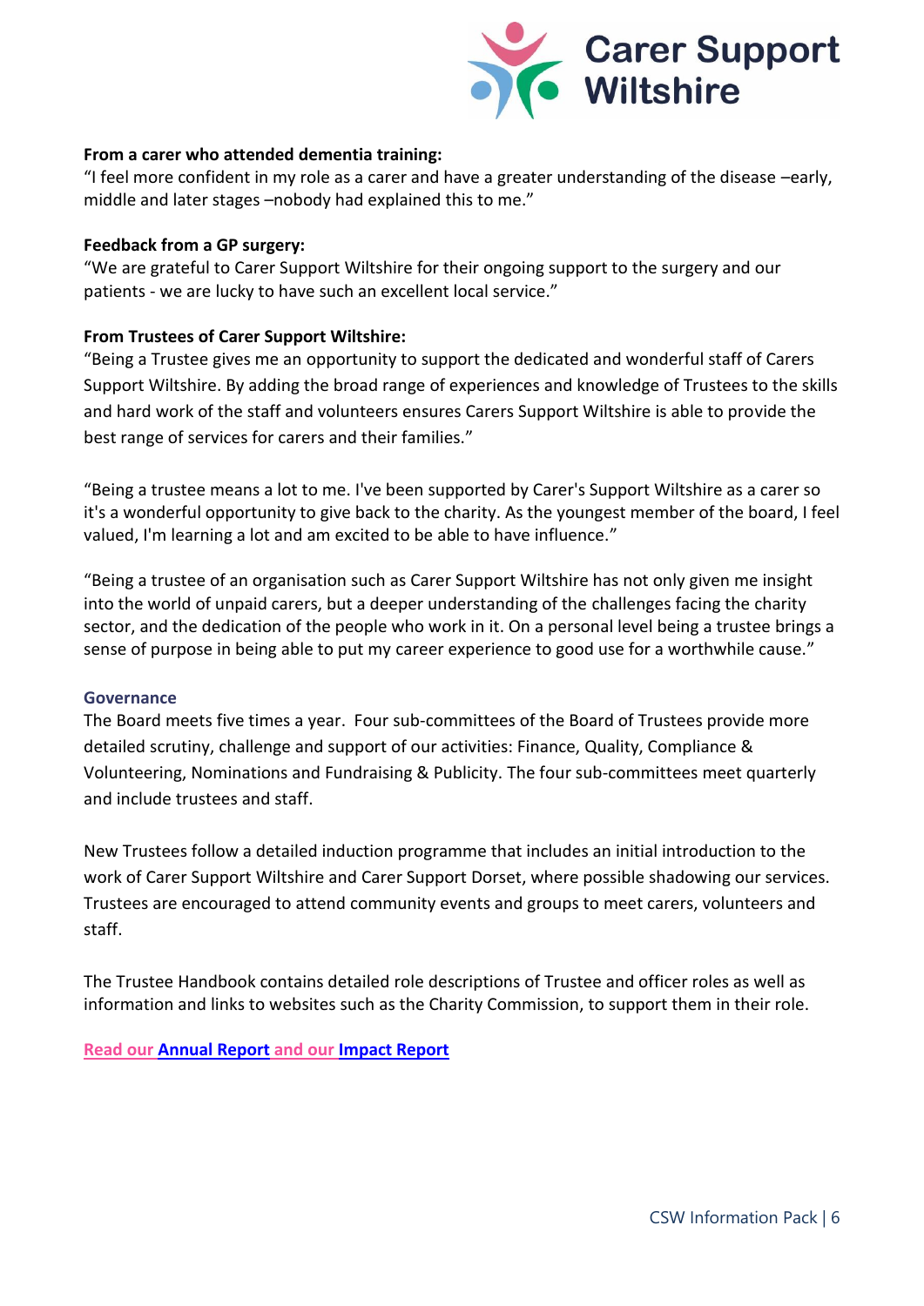**From a carer who attended dementia training:**
"I feel more confident in my role as a carer and have a greater understanding of the disease –early, middle and later stages –nobody had explained this to me."

**Feedback from a GP surgery:**
"We are grateful to Carer Support Wiltshire for their ongoing support to the surgery and our patients - we are lucky to have such an excellent local service."

**From Trustees of Carer Support Wiltshire:**
"Being a Trustee gives me an opportunity to support the dedicated and wonderful staff of Carers Support Wiltshire. By adding the broad range of experiences and knowledge of Trustees to the skills and hard work of the staff and volunteers ensures Carers Support Wiltshire is able to provide the best range of services for carers and their families."

"Being a trustee means a lot to me. I've been supported by Carer's Support Wiltshire as a carer so it's a wonderful opportunity to give back to the charity. As the youngest member of the board, I feel valued, I'm learning a lot and am excited to be able to have influence."

"Being a trustee of an organisation such as Carer Support Wiltshire has not only given me insight into the world of unpaid carers, but a deeper understanding of the challenges facing the charity sector, and the dedication of the people who work in it. On a personal level being a trustee brings a sense of purpose in being able to put my career experience to good use for a worthwhile cause."

## Governance

The Board meets five times a year. Four sub-committees of the Board of Trustees provide more detailed scrutiny, challenge and support of our activities: Finance, Quality, Compliance & Volunteering, Nominations and Fundraising & Publicity. The four sub-committees meet quarterly and include trustees and staff.

New Trustees follow a detailed induction programme that includes an initial introduction to the work of Carer Support Wiltshire and Carer Support Dorset, where possible shadowing our services. Trustees are encouraged to attend community events and groups to meet carers, volunteers and staff.

The Trustee Handbook contains detailed role descriptions of Trustee and officer roles as well as information and links to websites such as the Charity Commission, to support them in their role.

**Read our Annual Report and our Impact Report**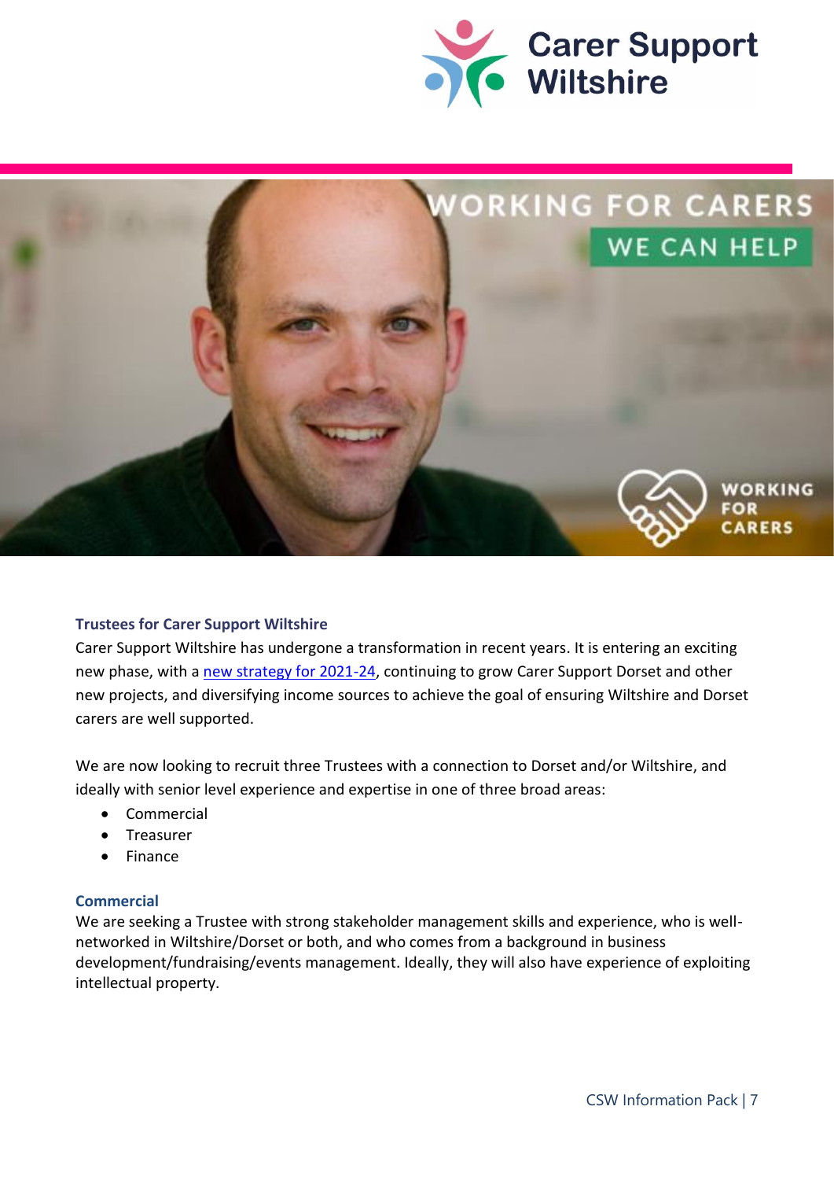### Trustees for Carer Support Wiltshire

Carer Support Wiltshire has undergone a transformation in recent years. It is entering an exciting new phase, with a new strategy for 2021-24, continuing to grow Carer Support Dorset and other new projects, and diversifying income sources to achieve the goal of ensuring Wiltshire and Dorset carers are well supported.

We are now looking to recruit three Trustees with a connection to Dorset and/or Wiltshire, and ideally with senior level experience and expertise in one of three broad areas:

- Commercial
- Treasurer
- Finance

### Commercial

We are seeking a Trustee with strong stakeholder management skills and experience, who is well-networked in Wiltshire/Dorset or both, and who comes from a background in business development/fundraising/events management. Ideally, they will also have experience of exploiting intellectual property.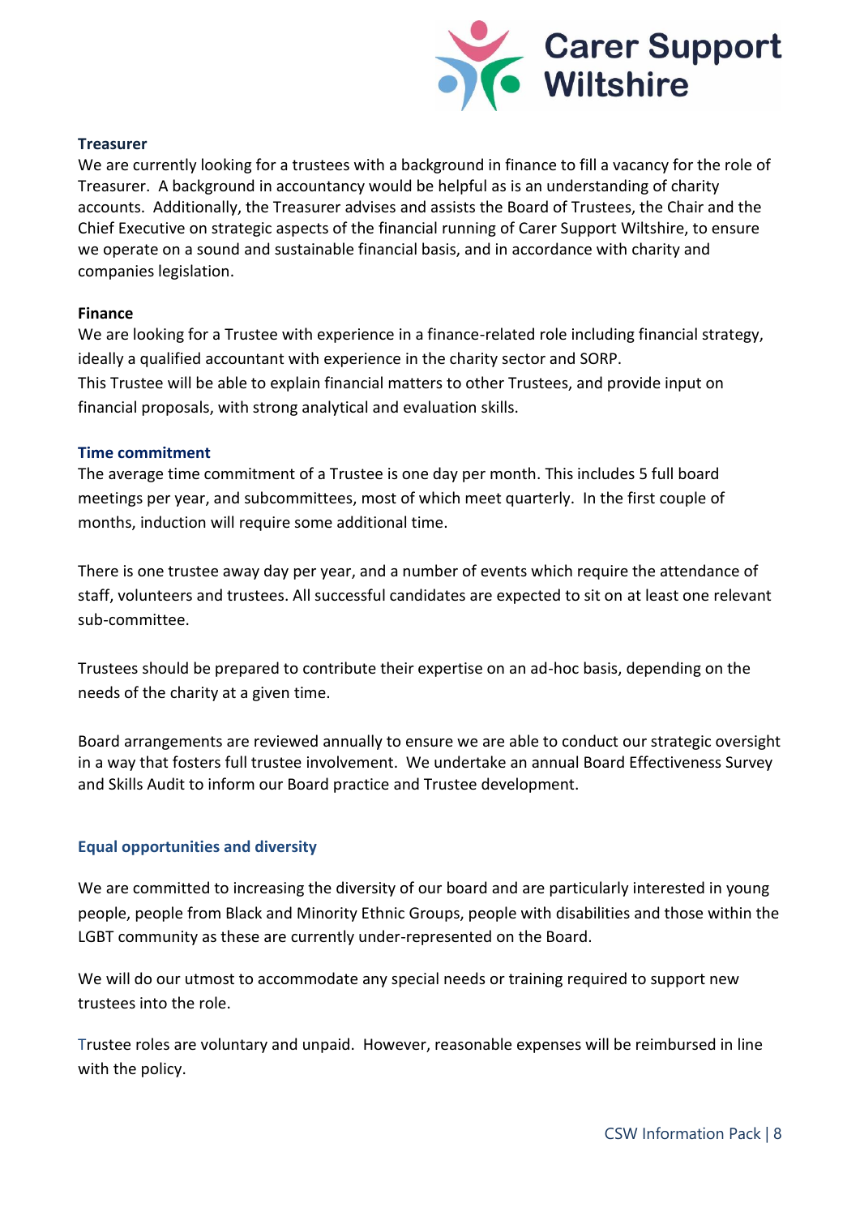### Treasurer

We are currently looking for a trustees with a background in finance to fill a vacancy for the role of Treasurer. A background in accountancy would be helpful as is an understanding of charity accounts. Additionally, the Treasurer advises and assists the Board of Trustees, the Chair and the Chief Executive on strategic aspects of the financial running of Carer Support Wiltshire, to ensure we operate on a sound and sustainable financial basis, and in accordance with charity and companies legislation.

### Finance

We are looking for a Trustee with experience in a finance-related role including financial strategy, ideally a qualified accountant with experience in the charity sector and SORP.
This Trustee will be able to explain financial matters to other Trustees, and provide input on financial proposals, with strong analytical and evaluation skills.

### Time commitment

The average time commitment of a Trustee is one day per month. This includes 5 full board meetings per year, and subcommittees, most of which meet quarterly. In the first couple of months, induction will require some additional time.

There is one trustee away day per year, and a number of events which require the attendance of staff, volunteers and trustees. All successful candidates are expected to sit on at least one relevant sub-committee.

Trustees should be prepared to contribute their expertise on an ad-hoc basis, depending on the needs of the charity at a given time.

Board arrangements are reviewed annually to ensure we are able to conduct our strategic oversight in a way that fosters full trustee involvement. We undertake an annual Board Effectiveness Survey and Skills Audit to inform our Board practice and Trustee development.

### Equal opportunities and diversity

We are committed to increasing the diversity of our board and are particularly interested in young people, people from Black and Minority Ethnic Groups, people with disabilities and those within the LGBT community as these are currently under-represented on the Board.

We will do our utmost to accommodate any special needs or training required to support new trustees into the role.

Trustee roles are voluntary and unpaid. However, reasonable expenses will be reimbursed in line with the policy.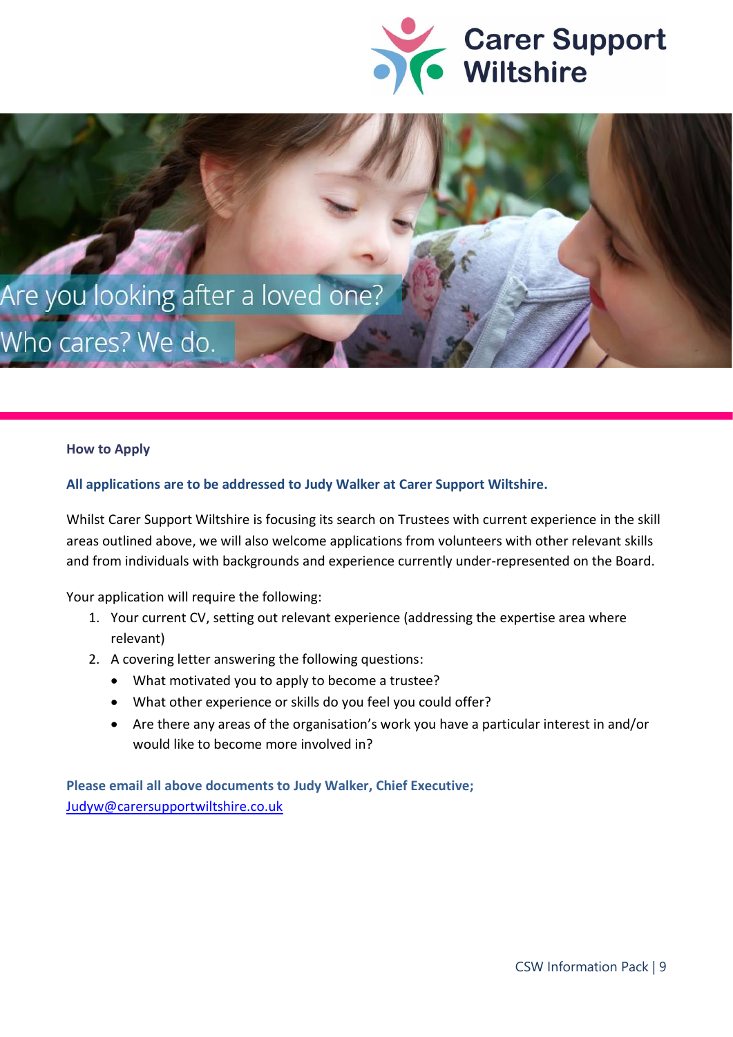Carer Support Wiltshire

Are you looking after a loved one?

Who cares? We do.

## How to Apply

**All applications are to be addressed to Judy Walker at Carer Support Wiltshire.**

Whilst Carer Support Wiltshire is focusing its search on Trustees with current experience in the skill areas outlined above, we will also welcome applications from volunteers with other relevant skills and from individuals with backgrounds and experience currently under-represented on the Board.

Your application will require the following:

1. Your current CV, setting out relevant experience (addressing the expertise area where relevant)
2. A covering letter answering the following questions:
   - What motivated you to apply to become a trustee?
   - What other experience or skills do you feel you could offer?
   - Are there any areas of the organisation's work you have a particular interest in and/or would like to become more involved in?

**Please email all above documents to Judy Walker, Chief Executive;**
[Judyw@carersupportwiltshire.co.uk](mailto:Judyw@carersupportwiltshire.co.uk)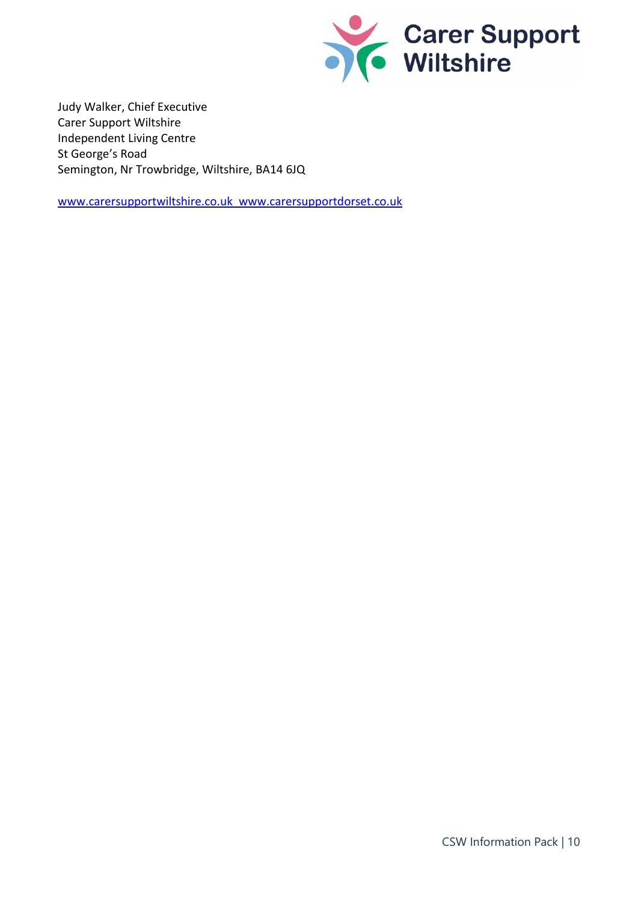Judy Walker, Chief Executive
Carer Support Wiltshire
Independent Living Centre
St George's Road
Semington, Nr Trowbridge, Wiltshire, BA14 6JQ

www.carersupportwiltshire.co.uk www.carersupportdorset.co.uk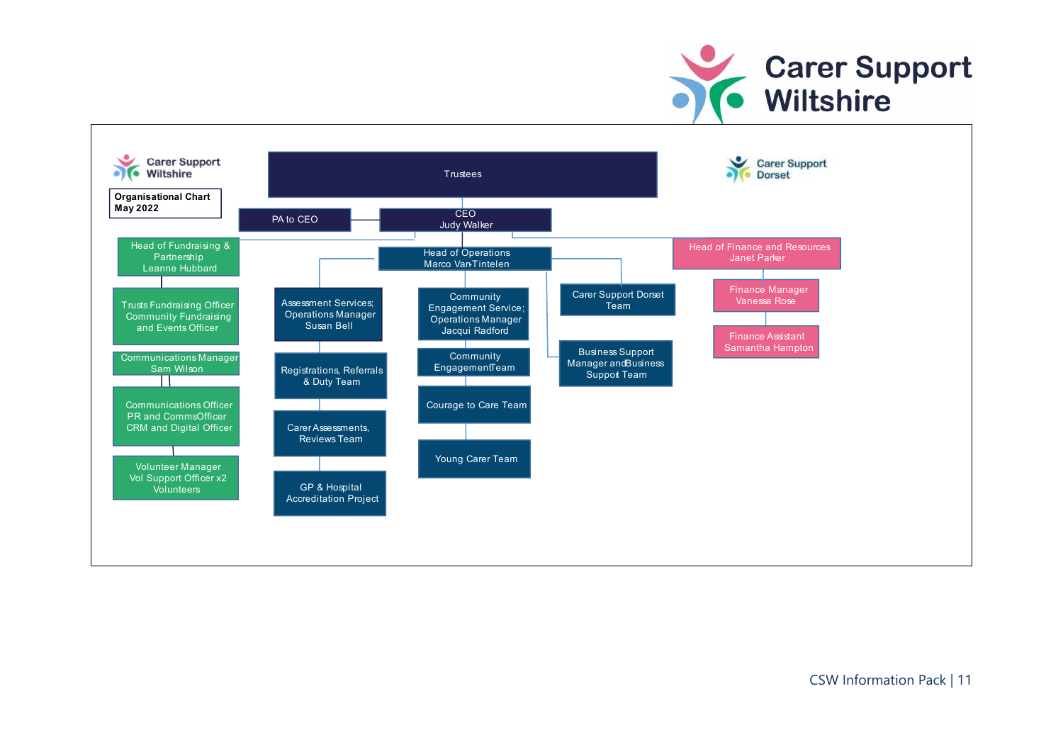# Carer Support Wiltshire

Carer Support Wiltshire

**Organisational Chart**
**May 2022**

Carer Support Dorset

Trustees

PA to CEO

CEO
Judy Walker

Head of Fundraising & Partnership
Leanne Hubbard

Trusts Fundraising Officer
Community Fundraising and Events Officer

Communications Manager
Sam Wilson

Communications Officer
PR and Comms Officer
CRM and Digital Officer

Volunteer Manager
Vol Support Officer x2
Volunteers

Head of Operations
Marco Van-Tintelen

Assessment Services; Operations Manager
Susan Bell

Registrations, Referrals & Duty Team

Carer Assessments, Reviews Team

GP & Hospital Accreditation Project

Community Engagement Service; Operations Manager
Jacqui Radford

Community Engagement Team

Courage to Care Team

Young Carer Team

Carer Support Dorset Team

Business Support Manager and Business Support Team

Head of Finance and Resources
Janet Parker

Finance Manager
Vanessa Rose

Finance Assistant
Samantha Hampton